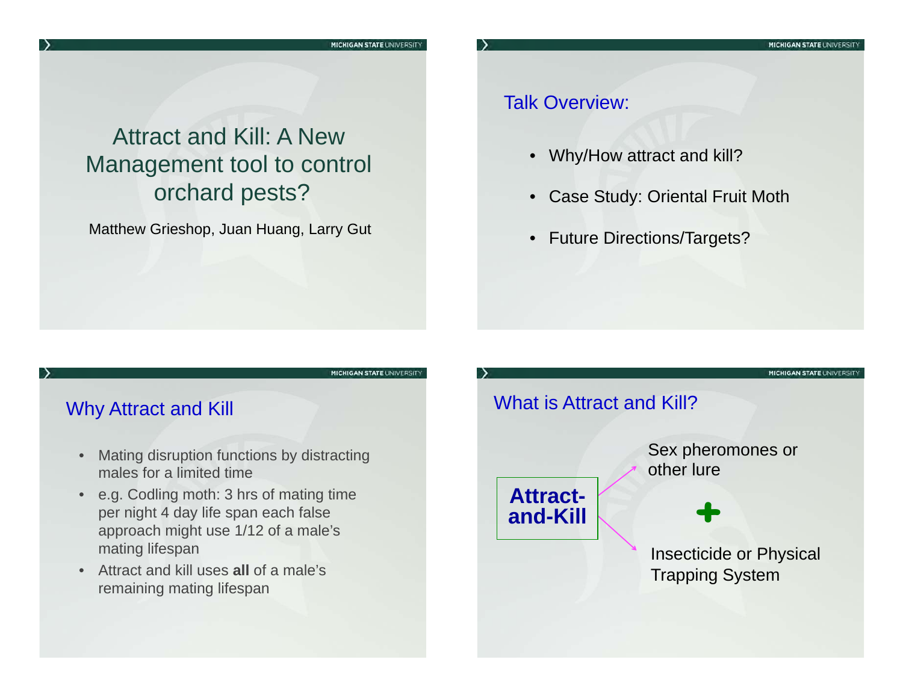# Attract and Kill: A New Management tool to control orchard pests?

Matthew Grieshop, Juan Huang, Larry Gut

## Talk Overview:

- Why/How attract and kill?
- Case Study: Oriental Fruit Moth
- Future Directions/Targets?

## Why Attract and Kill

- Mating disruption functions by distracting males for a limited time
- e.g. Codling moth: 3 hrs of mating time per night 4 day life span each false approach might use 1/12 of a male's mating lifespan
- Attract and kill uses **all** of a male's remaining mating lifespan

## What is Attract and Kill?

**Attract-and-Kill**

Sex pheromones or other lure

+

Insecticide or Physical Trapping System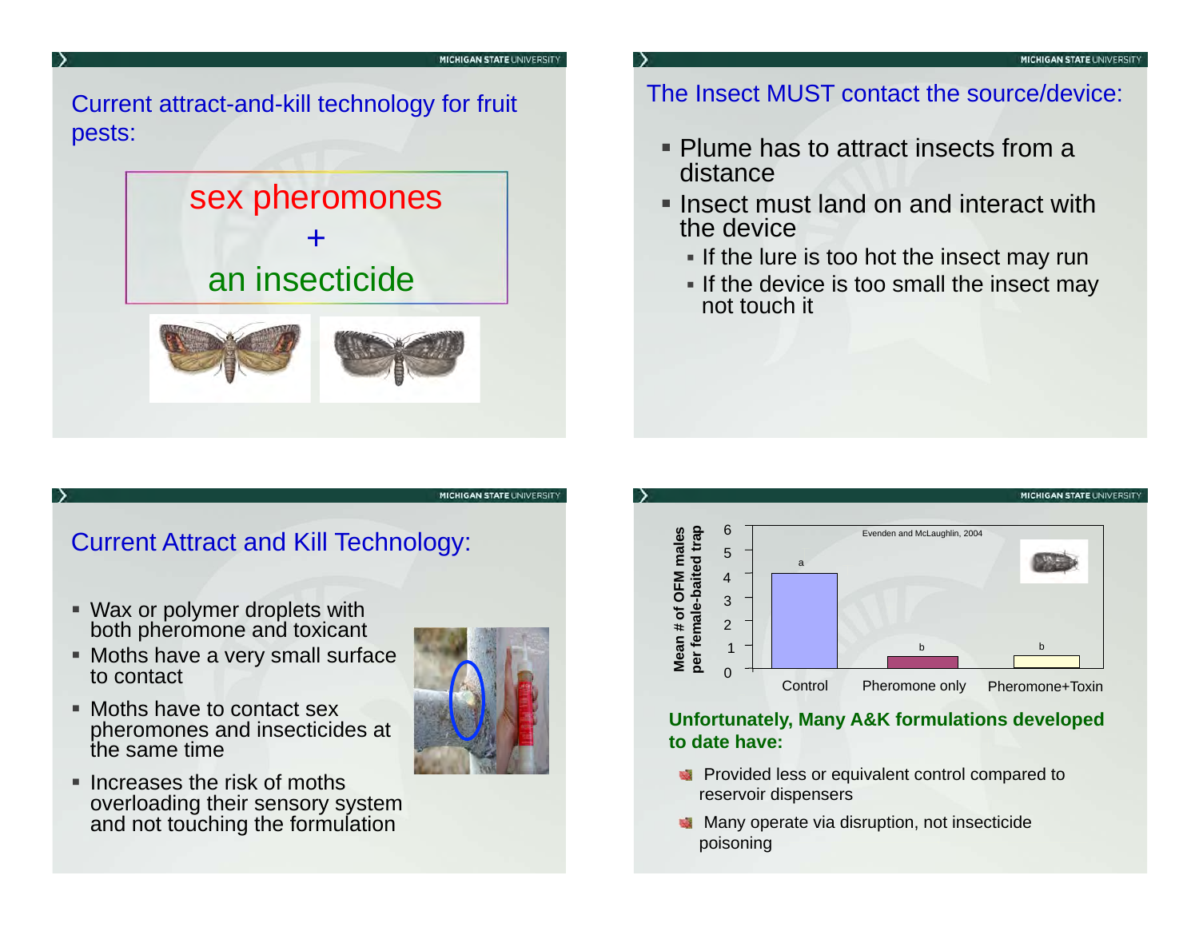## Current attract-and-kill technology for fruit pests:

sex pheromones
+
an insecticide

## The Insect MUST contact the source/device:

- Plume has to attract insects from a distance
- Insect must land on and interact with the device
  - If the lure is too hot the insect may run
  - If the device is too small the insect may not touch it

## Current Attract and Kill Technology:

- Wax or polymer droplets with both pheromone and toxicant
- Moths have a very small surface to contact
- Moths have to contact sex pheromones and insecticides at the same time
- Increases the risk of moths overloading their sensory system and not touching the formulation

Evenden and McLaughlin, 2004

| Treatment | Mean # of OFM males per female-baited trap | Letter |
|---|---|---|
| Control | ~4 | a |
| Pheromone only | ~0.5 | b |
| Pheromone+Toxin | ~0.5 | b |

**Unfortunately, Many A&K formulations developed to date have:**

- Provided less or equivalent control compared to reservoir dispensers
- Many operate via disruption, not insecticide poisoning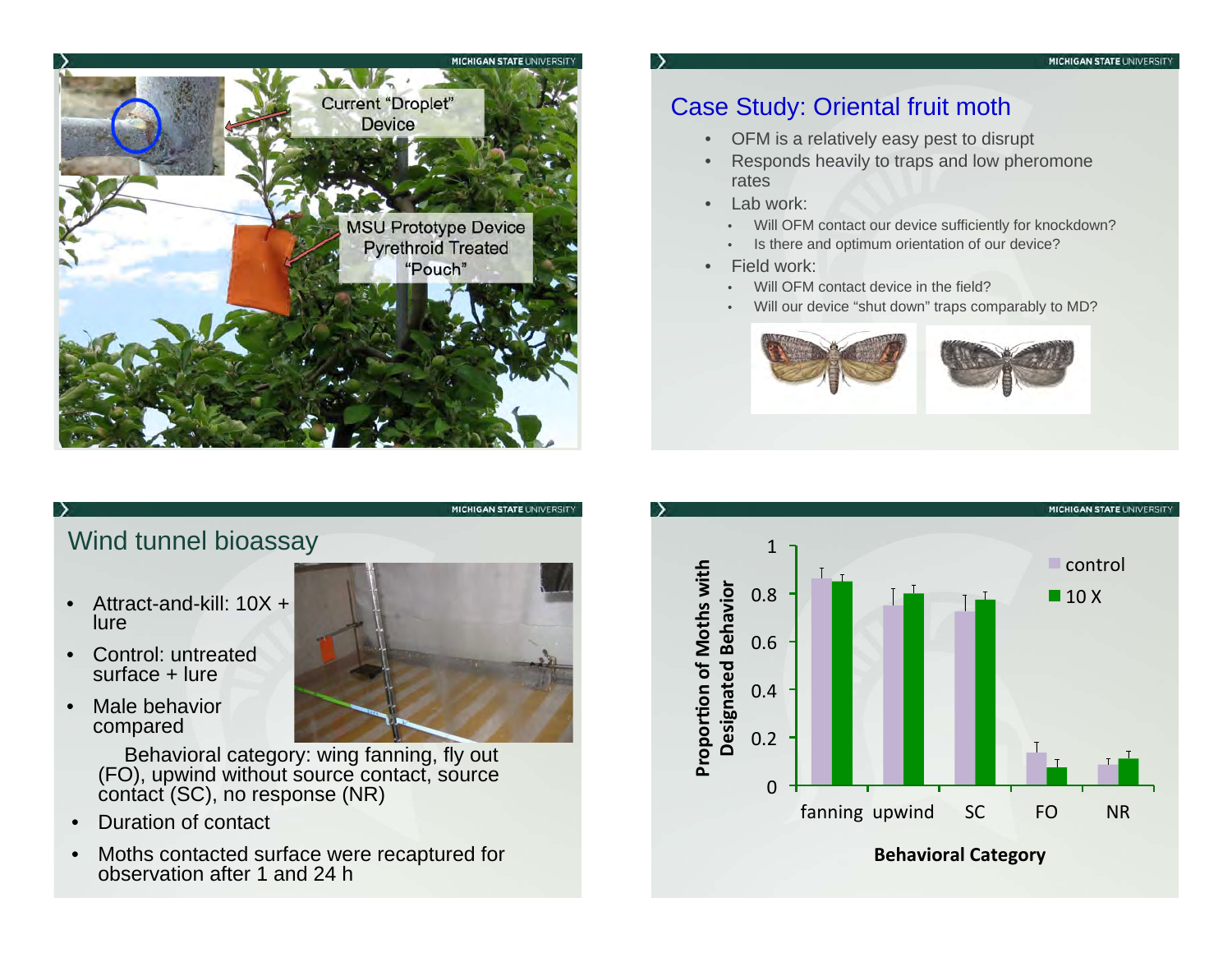Current "Droplet" Device

MSU Prototype Device Pyrethroid Treated "Pouch"

## Case Study: Oriental fruit moth

- OFM is a relatively easy pest to disrupt
- Responds heavily to traps and low pheromone rates
- Lab work:
  - Will OFM contact our device sufficiently for knockdown?
  - Is there and optimum orientation of our device?
- Field work:
  - Will OFM contact device in the field?
  - Will our device "shut down" traps comparably to MD?

## Wind tunnel bioassay

- Attract-and-kill: 10X + lure
- Control: untreated surface + lure
- Male behavior compared

  Behavioral category: wing fanning, fly out (FO), upwind without source contact, source contact (SC), no response (NR)
- Duration of contact
- Moths contacted surface were recaptured for observation after 1 and 24 h

Proportion of Moths with Designated Behavior

| Behavioral Category | control | 10 X |
|---|---|---|
| fanning | ~0.87 | ~0.85 |
| upwind | ~0.75 | ~0.80 |
| SC | ~0.73 | ~0.77 |
| FO | ~0.14 | ~0.08 |
| NR | ~0.09 | ~0.11 |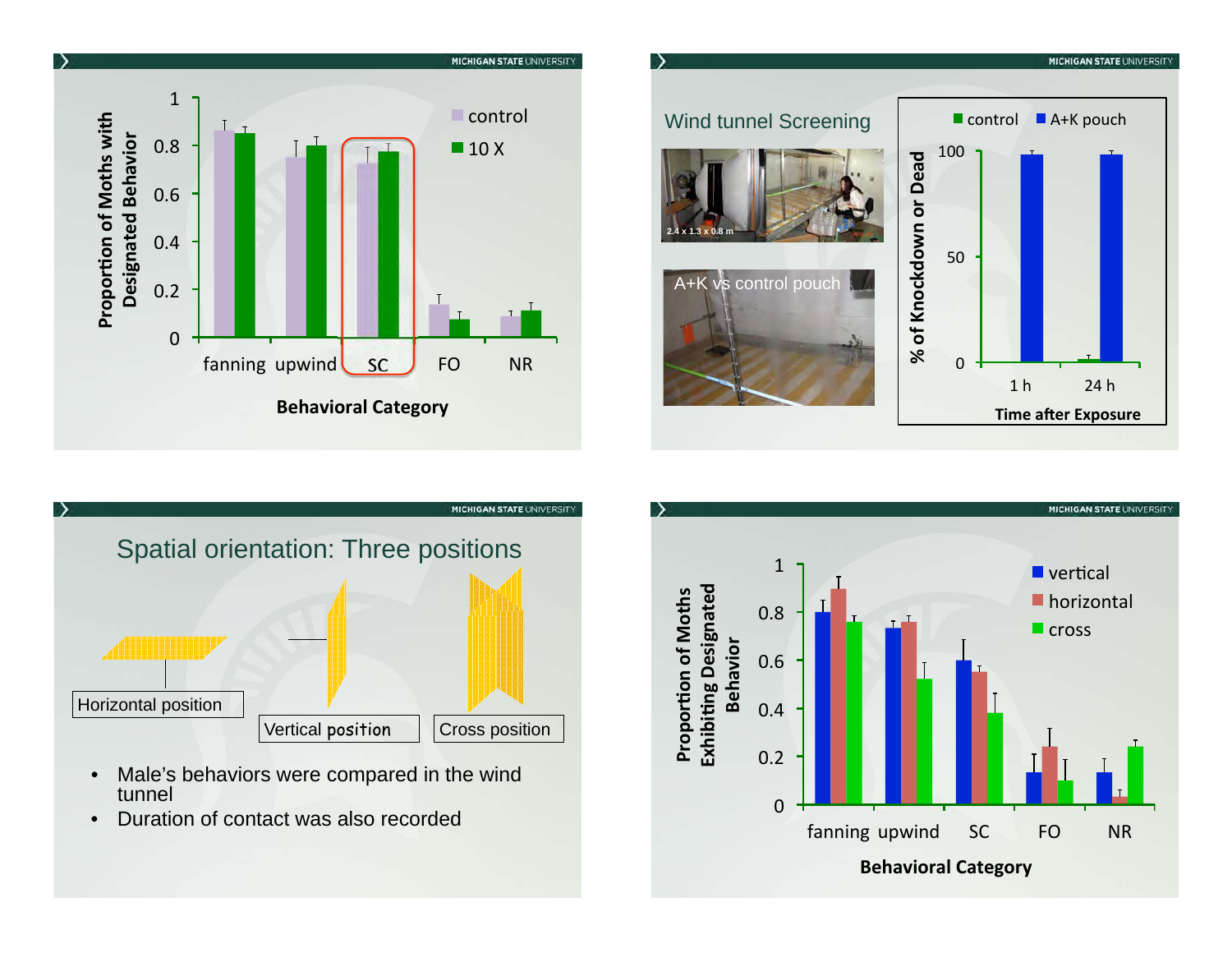Proportion of Moths with Designated Behavior

Legend: control, 10 X

Behavioral Category: fanning, upwind, SC, FO, NR

Wind tunnel Screening

2.4 x 1.3 x 0.8 m

A+K vs control pouch

% of Knockdown or Dead

Legend: control, A+K pouch

Time after Exposure: 1 h, 24 h

## Spatial orientation: Three positions

Horizontal position

Vertical position

Cross position

- Male's behaviors were compared in the wind tunnel
- Duration of contact was also recorded

Proportion of Moths Exhibiting Designated Behavior

Legend: vertical, horizontal, cross

Behavioral Category: fanning, upwind, SC, FO, NR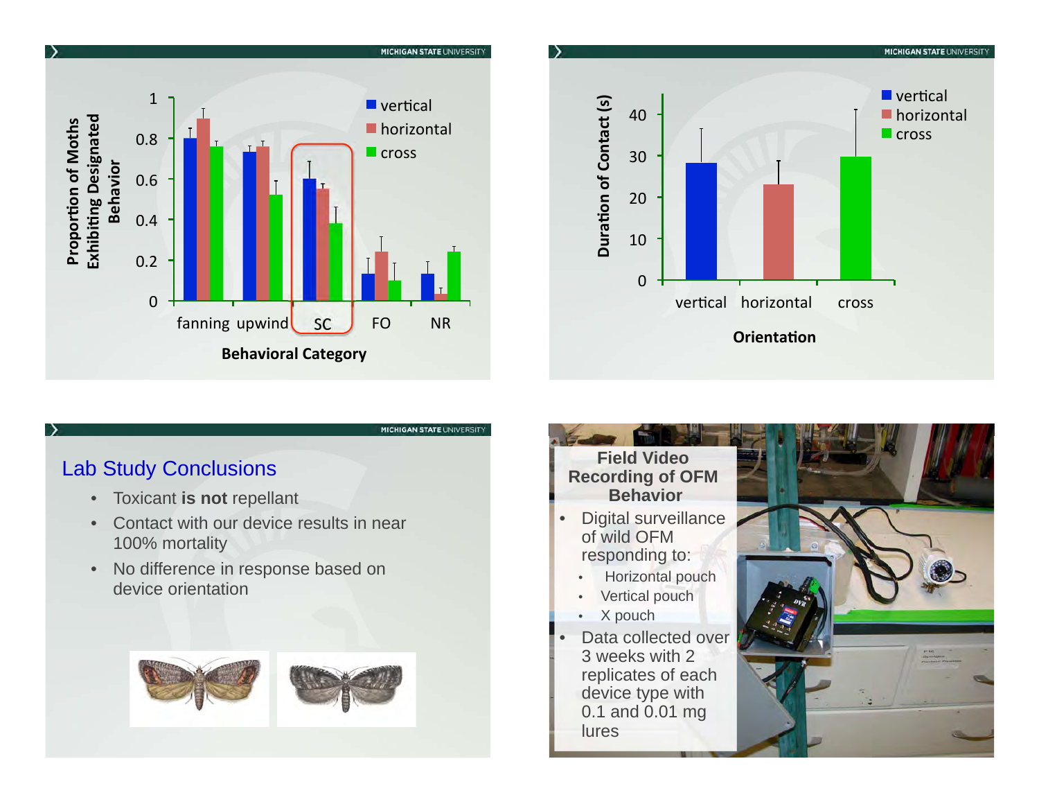**Proportion of Moths Exhibiting Designated Behavior** by **Behavioral Category** (vertical, horizontal, cross): fanning, upwind, SC, FO, NR

**Duration of Contact (s)** by **Orientation**: vertical, horizontal, cross

## Lab Study Conclusions

- Toxicant **is not** repellant
- Contact with our device results in near 100% mortality
- No difference in response based on device orientation

## Field Video Recording of OFM Behavior

- Digital surveillance of wild OFM responding to:
  - Horizontal pouch
  - Vertical pouch
  - X pouch
- Data collected over 3 weeks with 2 replicates of each device type with 0.1 and 0.01 mg lures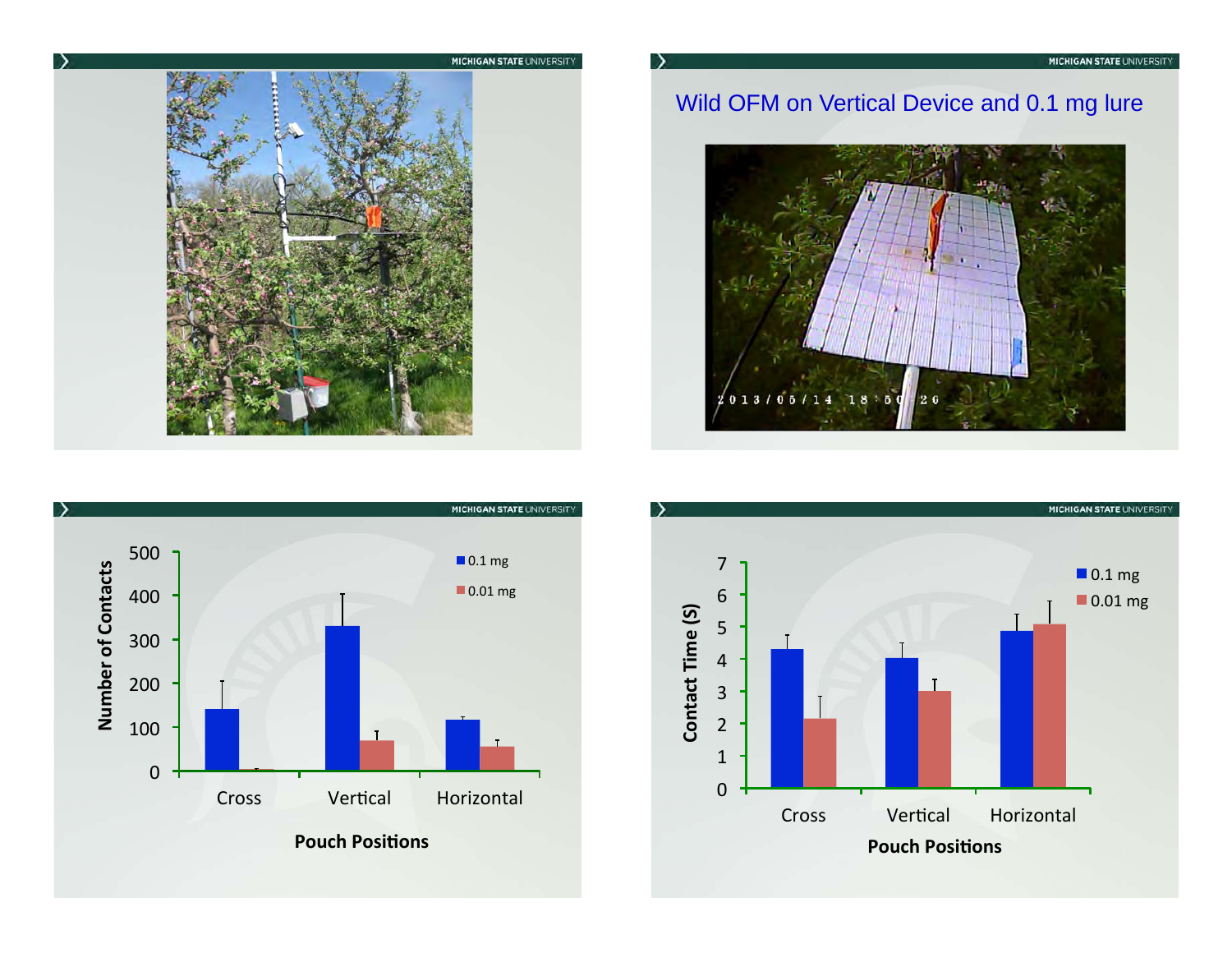## Wild OFM on Vertical Device and 0.1 mg lure

2013/05/14 18:50:26

| Pouch Positions | Number of Contacts, 0.1 mg | Number of Contacts, 0.01 mg |
|---|---|---|
| Cross | | |
| Vertical | | |
| Horizontal | | |

| Pouch Positions | Contact Time (S), 0.1 mg | Contact Time (S), 0.01 mg |
|---|---|---|
| Cross | | |
| Vertical | | |
| Horizontal | | |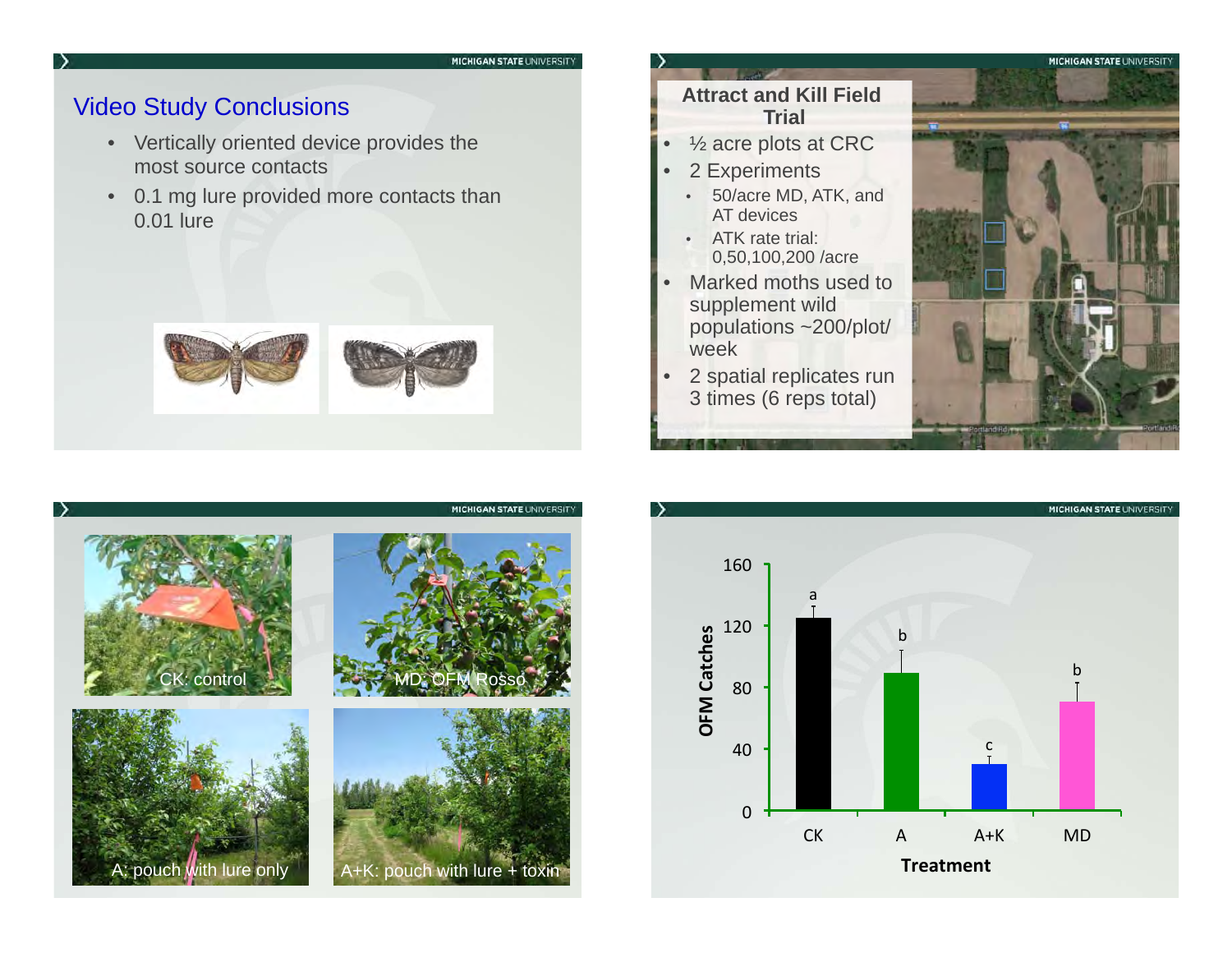## Video Study Conclusions

- Vertically oriented device provides the most source contacts
- 0.1 mg lure provided more contacts than 0.01 lure

## Attract and Kill Field Trial

- ½ acre plots at CRC
- 2 Experiments
  - 50/acre MD, ATK, and AT devices
  - ATK rate trial: 0,50,100,200 /acre
- Marked moths used to supplement wild populations ~200/plot/week
- 2 spatial replicates run 3 times (6 reps total)

CK: control

MD: OFM Rosso

A: pouch with lure only

A+K: pouch with lure + toxin

| Treatment | OFM Catches (approx.) | Significance |
|---|---|---|
| CK | ~125 | a |
| A | ~89 | b |
| A+K | ~30 | c |
| MD | ~70 | b |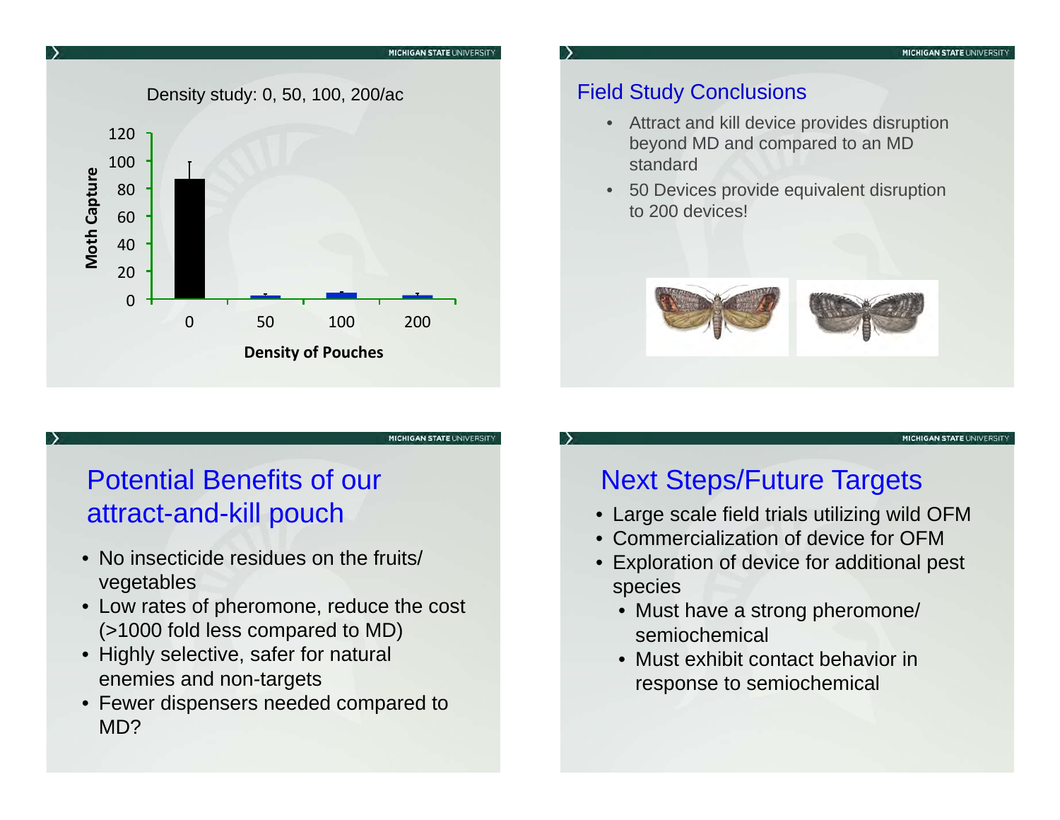Density study: 0, 50, 100, 200/ac

| Density of Pouches | Moth Capture |
|---|---|
| 0 | ~87 |
| 50 | ~2 |
| 100 | ~4 |
| 200 | ~2 |

## Field Study Conclusions

- Attract and kill device provides disruption beyond MD and compared to an MD standard
- 50 Devices provide equivalent disruption to 200 devices!

## Potential Benefits of our attract-and-kill pouch

- No insecticide residues on the fruits/ vegetables
- Low rates of pheromone, reduce the cost (>1000 fold less compared to MD)
- Highly selective, safer for natural enemies and non-targets
- Fewer dispensers needed compared to MD?

## Next Steps/Future Targets

- Large scale field trials utilizing wild OFM
- Commercialization of device for OFM
- Exploration of device for additional pest species
  - Must have a strong pheromone/ semiochemical
  - Must exhibit contact behavior in response to semiochemical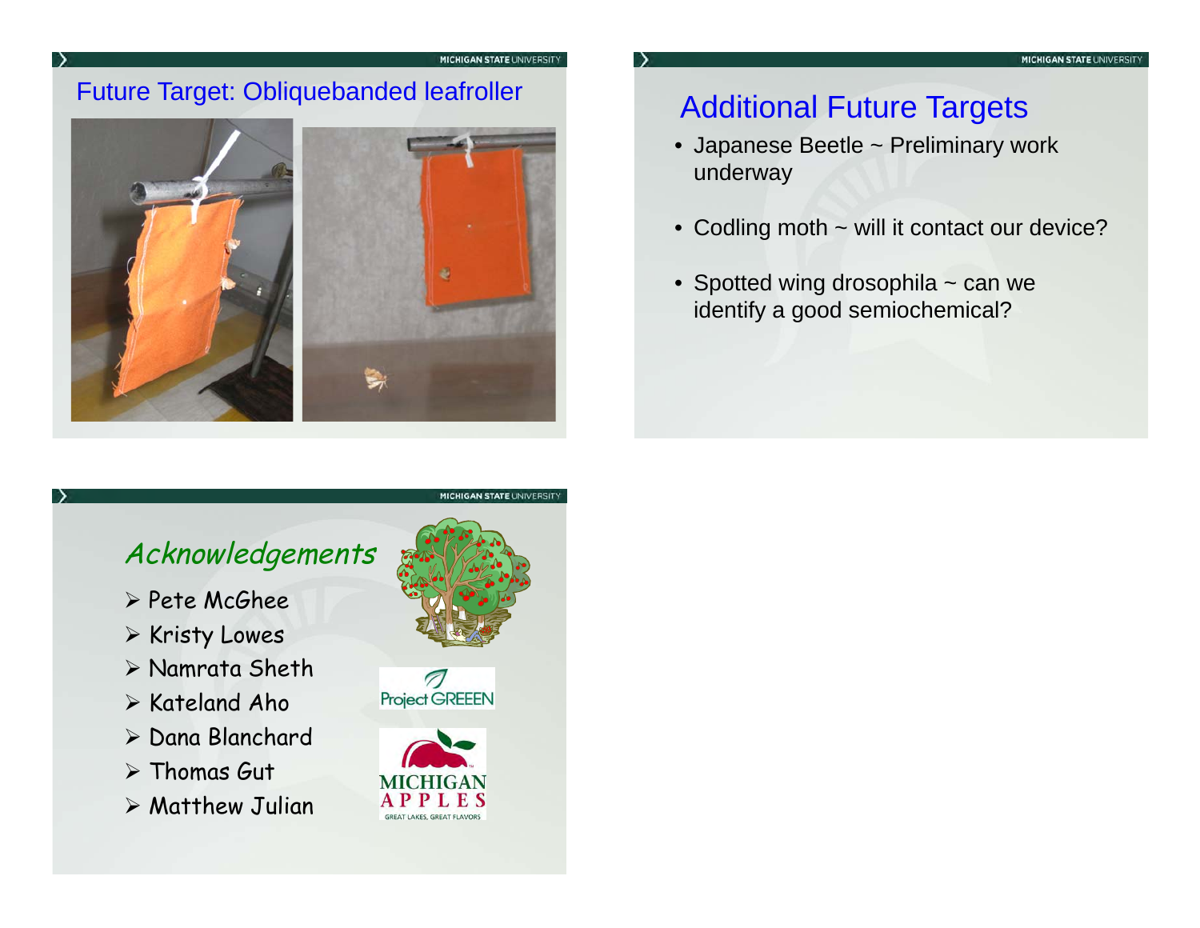## Future Target: Obliquebanded leafroller

## Additional Future Targets

- Japanese Beetle ~ Preliminary work underway
- Codling moth ~ will it contact our device?
- Spotted wing drosophila ~ can we identify a good semiochemical?

## *Acknowledgements*

- Pete McGhee
- Kristy Lowes
- Namrata Sheth
- Kateland Aho
- Dana Blanchard
- Thomas Gut
- Matthew Julian

Project GREEEN

MICHIGAN APPLES
GREAT LAKES, GREAT FLAVORS